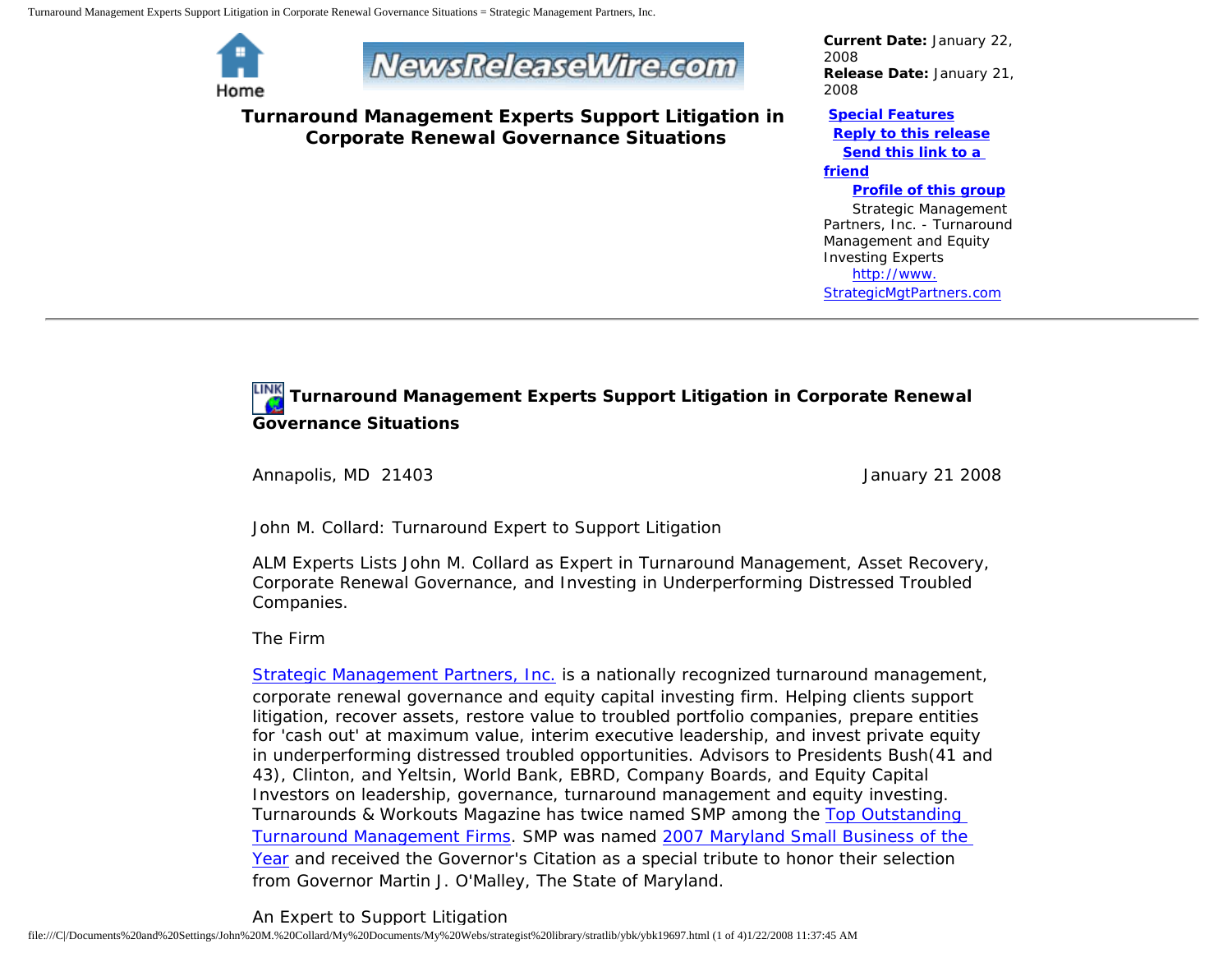Home

# Turnaround Management Experts Support Litigation in Corporate Renewal Governance Situations

**Current Date:** January 22, 2008
**Release Date:** January 21, 2008

**Special Features**
**Reply to this release**
**Send this link to a friend**
**Profile of this group**

Strategic Management Partners, Inc. - Turnaround Management and Equity Investing Experts
http://www.StrategicMgtPartners.com

---

## Turnaround Management Experts Support Litigation in Corporate Renewal Governance Situations

Annapolis, MD 21403 January 21 2008

John M. Collard: Turnaround Expert to Support Litigation

ALM Experts Lists John M. Collard as Expert in Turnaround Management, Asset Recovery, Corporate Renewal Governance, and Investing in Underperforming Distressed Troubled Companies.

The Firm

Strategic Management Partners, Inc. is a nationally recognized turnaround management, corporate renewal governance and equity capital investing firm. Helping clients support litigation, recover assets, restore value to troubled portfolio companies, prepare entities for 'cash out' at maximum value, interim executive leadership, and invest private equity in underperforming distressed troubled opportunities. Advisors to Presidents Bush(41 and 43), Clinton, and Yeltsin, World Bank, EBRD, Company Boards, and Equity Capital Investors on leadership, governance, turnaround management and equity investing. Turnarounds & Workouts Magazine has twice named SMP among the Top Outstanding Turnaround Management Firms. SMP was named 2007 Maryland Small Business of the Year and received the Governor's Citation as a special tribute to honor their selection from Governor Martin J. O'Malley, The State of Maryland.

An Expert to Support Litigation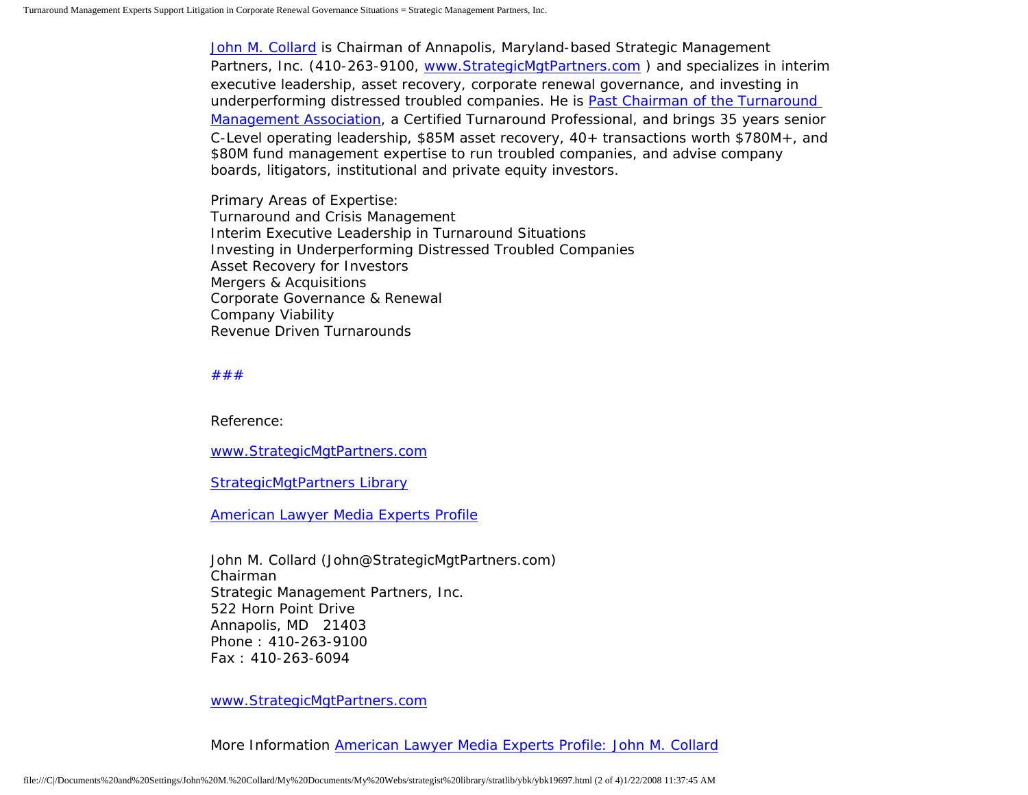John M. Collard is Chairman of Annapolis, Maryland-based Strategic Management Partners, Inc. (410-263-9100, www.StrategicMgtPartners.com ) and specializes in interim executive leadership, asset recovery, corporate renewal governance, and investing in underperforming distressed troubled companies. He is Past Chairman of the Turnaround Management Association, a Certified Turnaround Professional, and brings 35 years senior C-Level operating leadership, $85M asset recovery, 40+ transactions worth $780M+, and $80M fund management expertise to run troubled companies, and advise company boards, litigators, institutional and private equity investors.

Primary Areas of Expertise:
Turnaround and Crisis Management
Interim Executive Leadership in Turnaround Situations
Investing in Underperforming Distressed Troubled Companies
Asset Recovery for Investors
Mergers & Acquisitions
Corporate Governance & Renewal
Company Viability
Revenue Driven Turnarounds

###

Reference:

www.StrategicMgtPartners.com

StrategicMgtPartners Library

American Lawyer Media Experts Profile

John M. Collard (John@StrategicMgtPartners.com)
Chairman
Strategic Management Partners, Inc.
522 Horn Point Drive
Annapolis, MD 21403
Phone : 410-263-9100
Fax : 410-263-6094

www.StrategicMgtPartners.com

More Information American Lawyer Media Experts Profile: John M. Collard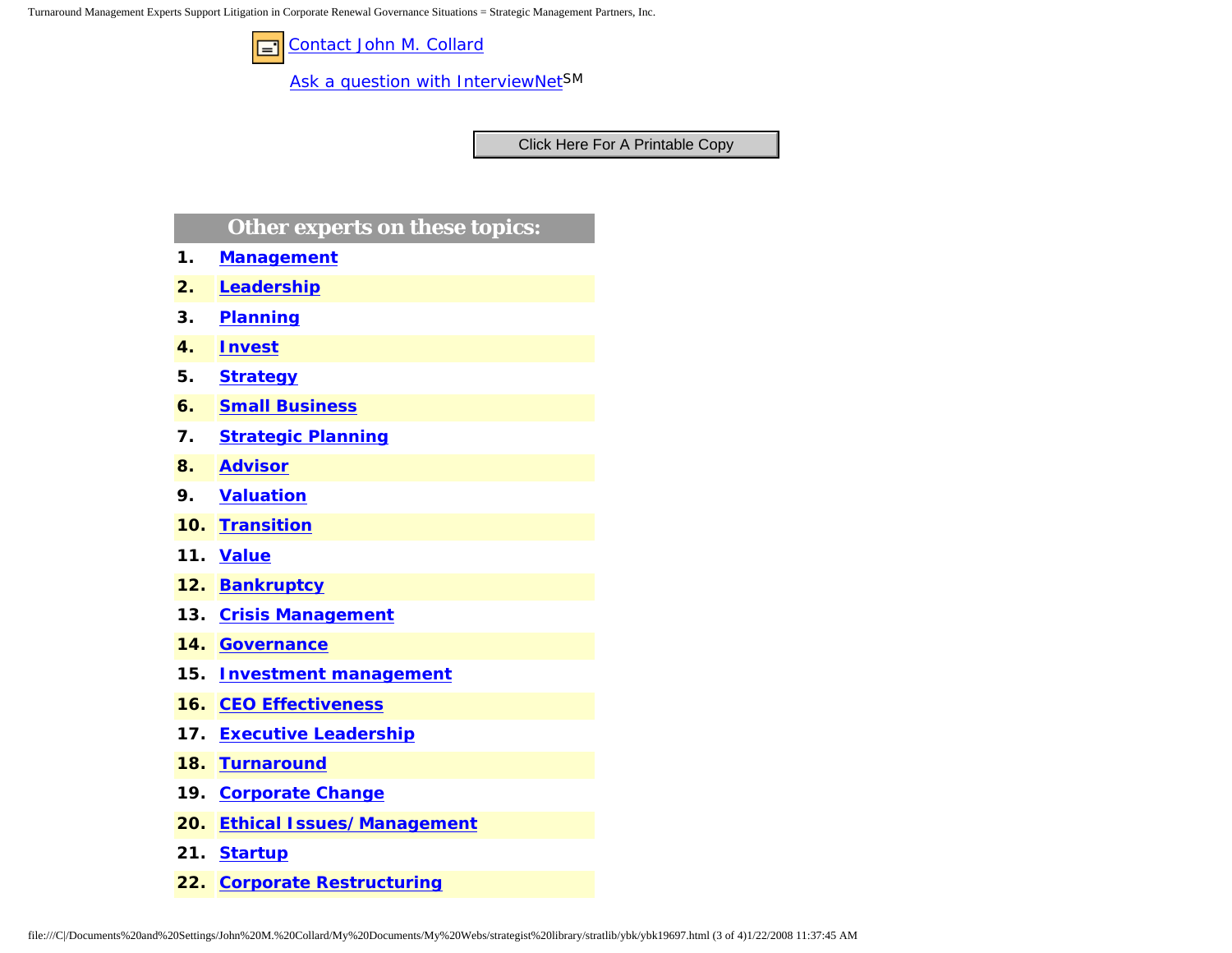Contact John M. Collard

Ask a question with InterviewNet[SM]

Click Here For A Printable Copy

## Other experts on these topics:

1. **Management**
2. **Leadership**
3. **Planning**
4. **Invest**
5. **Strategy**
6. **Small Business**
7. **Strategic Planning**
8. **Advisor**
9. **Valuation**
10. **Transition**
11. **Value**
12. **Bankruptcy**
13. **Crisis Management**
14. **Governance**
15. **Investment management**
16. **CEO Effectiveness**
17. **Executive Leadership**
18. **Turnaround**
19. **Corporate Change**
20. **Ethical Issues/ Management**
21. **Startup**
22. **Corporate Restructuring**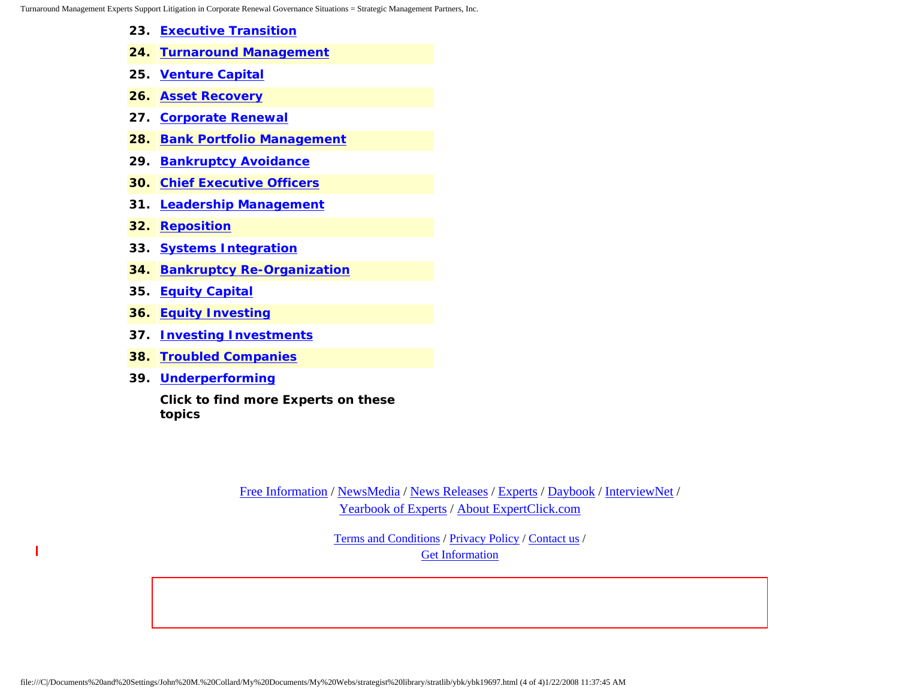23. **Executive Transition**
24. **Turnaround Management**
25. **Venture Capital**
26. **Asset Recovery**
27. **Corporate Renewal**
28. **Bank Portfolio Management**
29. **Bankruptcy Avoidance**
30. **Chief Executive Officers**
31. **Leadership Management**
32. **Reposition**
33. **Systems Integration**
34. **Bankruptcy Re-Organization**
35. **Equity Capital**
36. **Equity Investing**
37. **Investing Investments**
38. **Troubled Companies**
39. **Underperforming**

**Click to find more Experts on these topics**

Free Information / NewsMedia / News Releases / Experts / Daybook / InterviewNet / Yearbook of Experts / About ExpertClick.com

Terms and Conditions / Privacy Policy / Contact us / Get Information